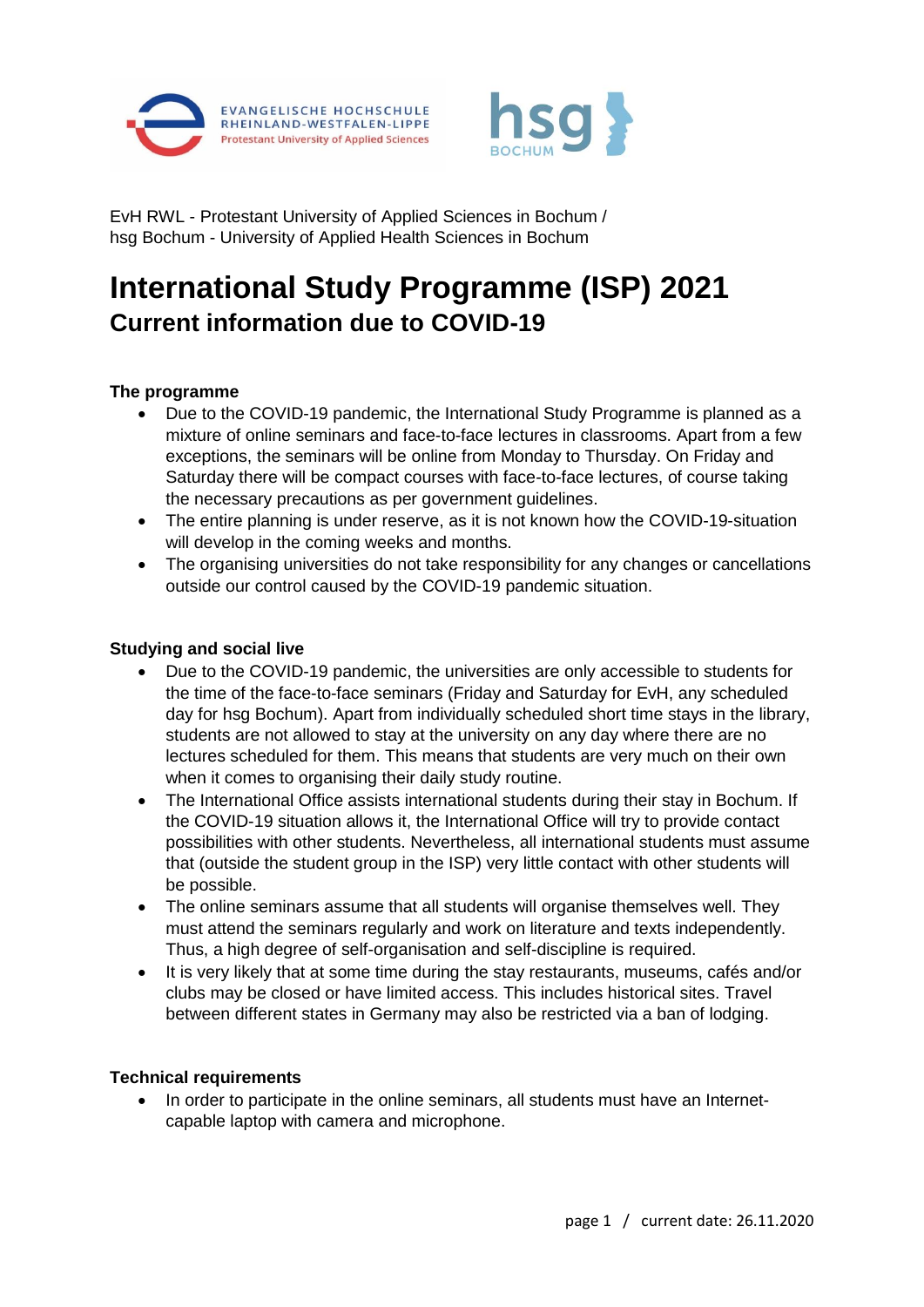EvH RWL - Protestant University of Applied Sciences in Bochum /
hsg Bochum - University of Applied Health Sciences in Bochum

# International Study Programme (ISP) 2021

## Current information due to COVID-19

**The programme**

- Due to the COVID-19 pandemic, the International Study Programme is planned as a mixture of online seminars and face-to-face lectures in classrooms. Apart from a few exceptions, the seminars will be online from Monday to Thursday. On Friday and Saturday there will be compact courses with face-to-face lectures, of course taking the necessary precautions as per government guidelines.
- The entire planning is under reserve, as it is not known how the COVID-19-situation will develop in the coming weeks and months.
- The organising universities do not take responsibility for any changes or cancellations outside our control caused by the COVID-19 pandemic situation.

**Studying and social live**

- Due to the COVID-19 pandemic, the universities are only accessible to students for the time of the face-to-face seminars (Friday and Saturday for EvH, any scheduled day for hsg Bochum). Apart from individually scheduled short time stays in the library, students are not allowed to stay at the university on any day where are no lectures scheduled for them. This means that students are very much on their own when it comes to organising their daily study routine.
- The International Office assists international students during their stay in Bochum. If the COVID-19 situation allows it, the International Office will try to provide contact possibilities with other students. Nevertheless, all international students must assume that (outside the student group in the ISP) very little contact with other students will be possible.
- The online seminars assume that all students will organise themselves well. They must attend the seminars regularly and work on literature and texts independently. Thus, a high degree of self-organisation and self-discipline is required.
- It is very likely that at some time during the stay restaurants, museums, cafés and/or clubs may be closed or have limited access. This includes historical sites. Travel between different states in Germany may also be restricted via a ban of lodging.

**Technical requirements**

- In order to participate in the online seminars, all students must have an Internet-capable laptop with camera and microphone.

current date: 26.11.2020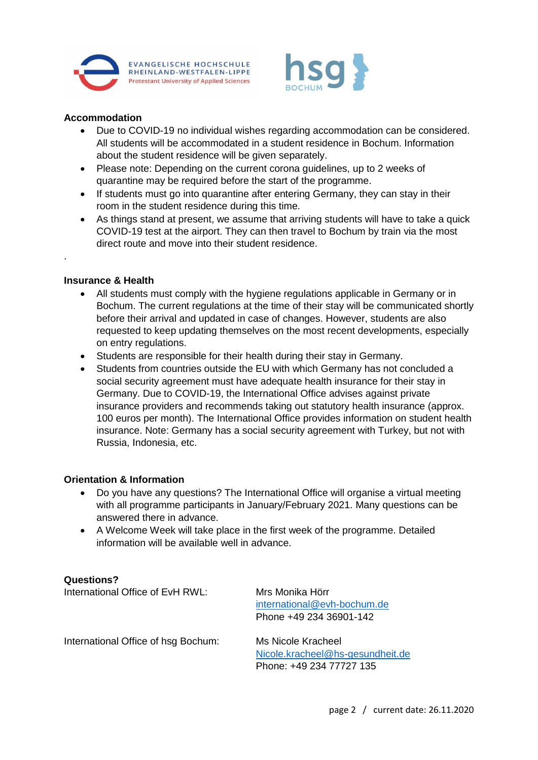**Accommodation**

- Due to COVID-19 no individual wishes regarding accommodation can be considered. All students will be accommodated in a student residence in Bochum. Information about the student residence will be given separately.
- Please note: Depending on the current corona guidelines, up to 2 weeks of quarantine may be required before the start of the programme.
- If students must go into quarantine after entering Germany, they can stay in their room in the student residence during this time.
- As things stand at present, we assume that arriving students will have to take a quick COVID-19 test at the airport. They can then travel to Bochum by train via the most direct route and move into their student residence.

.

**Insurance & Health**

- All students must comply with the hygiene regulations applicable in Germany or in Bochum. The current regulations at the time of their stay will be communicated shortly before their arrival and updated in case of changes. However, students are also requested to keep updating themselves on the most recent developments, especially on entry regulations.
- Students are responsible for their health during their stay in Germany.
- Students from countries outside the EU with which Germany has not concluded a social security agreement must have adequate health insurance for their stay in Germany. Due to COVID-19, the International Office advises against private insurance providers and recommends taking out statutory health insurance (approx. 100 euros per month). The International Office provides information on student health insurance. Note: Germany has a social security agreement with Turkey, but not with Russia, Indonesia, etc.

**Orientation & Information**

- Do you have any questions? The International Office will organise a virtual meeting with all programme participants in January/February 2021. Many questions can be answered there in advance.
- A Welcome Week will take place in the first week of the programme. Detailed information will be available well in advance.

**Questions?**

| | |
|---|---|
| International Office of EvH RWL: | Mrs Monika Hörr<br>international@evh-bochum.de<br>Phone +49 234 36901-142 |
| International Office of hsg Bochum: | Ms Nicole Kracheel<br>Nicole.kracheel@hs-gesundheit.de<br>Phone: +49 234 77727 135 |

current date: 26.11.2020